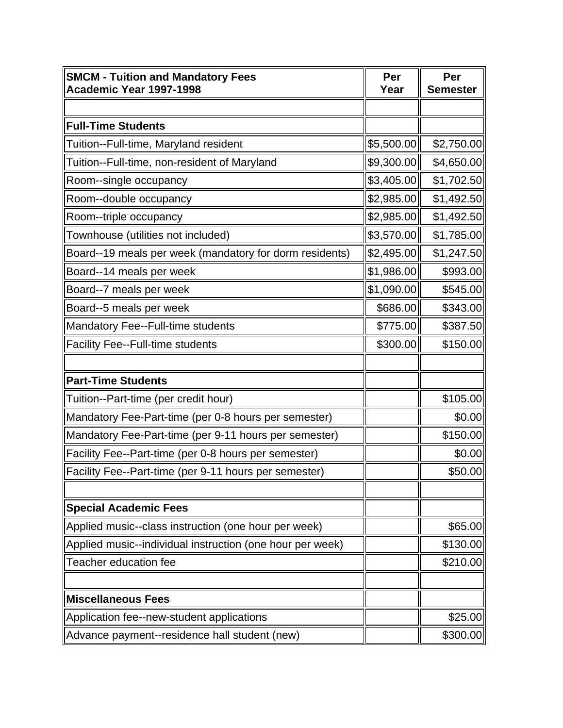| **SMCM - Tuition and Mandatory Fees Academic Year 1997-1998** | **Per Year** | **Per Semester** |
|---|---|---|
| | | |
| **Full-Time Students** | | |
| Tuition--Full-time, Maryland resident | $5,500.00 | $2,750.00 |
| Tuition--Full-time, non-resident of Maryland | $9,300.00 | $4,650.00 |
| Room--single occupancy | $3,405.00 | $1,702.50 |
| Room--double occupancy | $2,985.00 | $1,492.50 |
| Room--triple occupancy | $2,985.00 | $1,492.50 |
| Townhouse (utilities not included) | $3,570.00 | $1,785.00 |
| Board--19 meals per week (mandatory for dorm residents) | $2,495.00 | $1,247.50 |
| Board--14 meals per week | $1,986.00 | $993.00 |
| Board--7 meals per week | $1,090.00 | $545.00 |
| Board--5 meals per week | $686.00 | $343.00 |
| Mandatory Fee--Full-time students | $775.00 | $387.50 |
| Facility Fee--Full-time students | $300.00 | $150.00 |
| | | |
| **Part-Time Students** | | |
| Tuition--Part-time (per credit hour) | | $105.00 |
| Mandatory Fee-Part-time (per 0-8 hours per semester) | | $0.00 |
| Mandatory Fee-Part-time (per 9-11 hours per semester) | | $150.00 |
| Facility Fee--Part-time (per 0-8 hours per semester) | | $0.00 |
| Facility Fee--Part-time (per 9-11 hours per semester) | | $50.00 |
| | | |
| **Special Academic Fees** | | |
| Applied music--class instruction (one hour per week) | | $65.00 |
| Applied music--individual instruction (one hour per week) | | $130.00 |
| Teacher education fee | | $210.00 |
| | | |
| **Miscellaneous Fees** | | |
| Application fee--new-student applications | | $25.00 |
| Advance payment--residence hall student (new) | | $300.00 |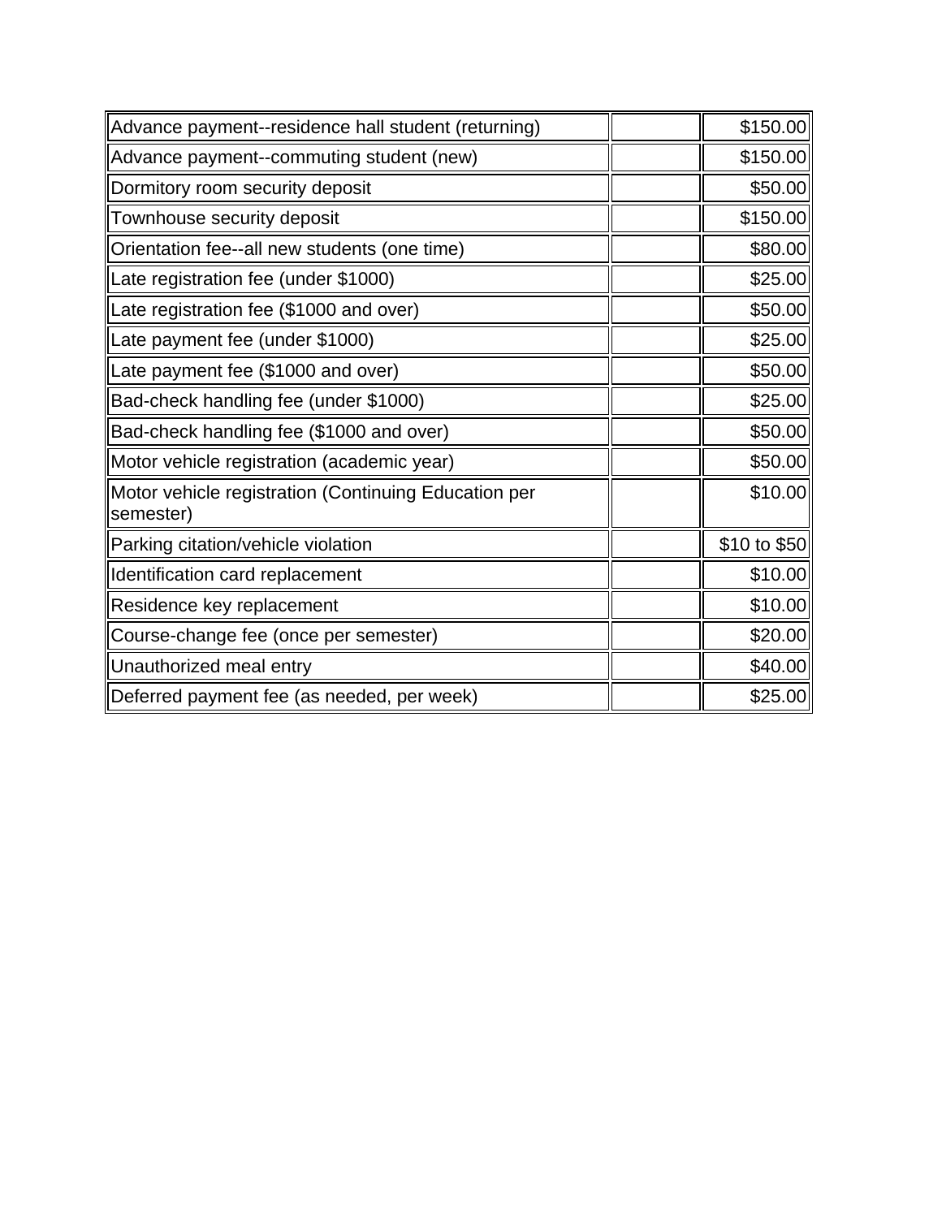| | | |
|---|---|---|
| Advance payment--residence hall student (returning) | | $150.00 |
| Advance payment--commuting student (new) | | $150.00 |
| Dormitory room security deposit | | $50.00 |
| Townhouse security deposit | | $150.00 |
| Orientation fee--all new students (one time) | | $80.00 |
| Late registration fee (under $1000) | | $25.00 |
| Late registration fee ($1000 and over) | | $50.00 |
| Late payment fee (under $1000) | | $25.00 |
| Late payment fee ($1000 and over) | | $50.00 |
| Bad-check handling fee (under $1000) | | $25.00 |
| Bad-check handling fee ($1000 and over) | | $50.00 |
| Motor vehicle registration (academic year) | | $50.00 |
| Motor vehicle registration (Continuing Education per semester) | | $10.00 |
| Parking citation/vehicle violation | | $10 to $50 |
| Identification card replacement | | $10.00 |
| Residence key replacement | | $10.00 |
| Course-change fee (once per semester) | | $20.00 |
| Unauthorized meal entry | | $40.00 |
| Deferred payment fee (as needed, per week) | | $25.00 |